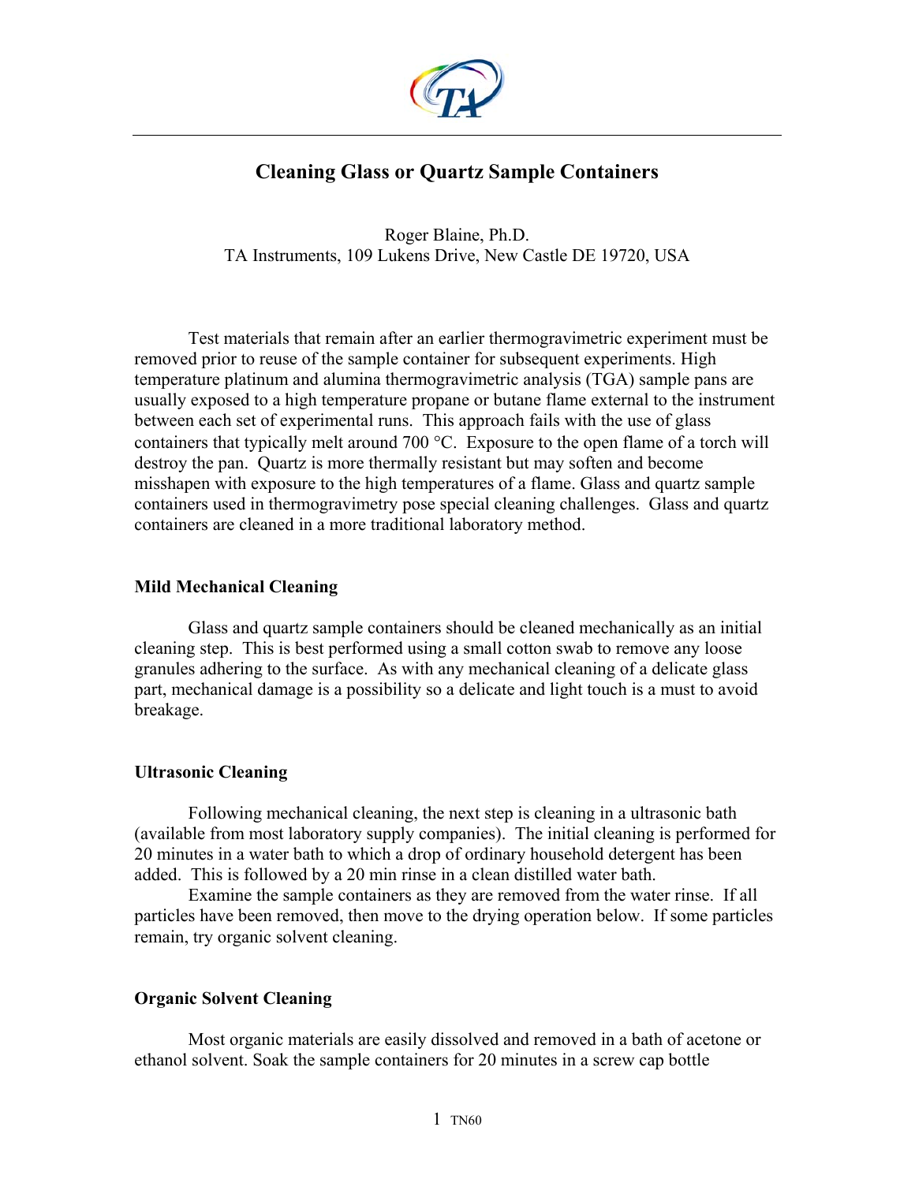# Cleaning Glass or Quartz Sample Containers

Roger Blaine, Ph.D.
TA Instruments, 109 Lukens Drive, New Castle DE 19720, USA

Test materials that remain after an earlier thermogravimetric experiment must be removed prior to reuse of the sample container for subsequent experiments. High temperature platinum and alumina thermogravimetric analysis (TGA) sample pans are usually exposed to a high temperature propane or butane flame external to the instrument between each set of experimental runs. This approach fails with the use of glass containers that typically melt around 700 °C. Exposure to the open flame of a torch will destroy the pan. Quartz is more thermally resistant but may soften and become misshapen with exposure to the high temperatures of a flame. Glass and quartz sample containers used in thermogravimetry pose special cleaning challenges. Glass and quartz containers are cleaned in a more traditional laboratory method.

## Mild Mechanical Cleaning

Glass and quartz sample containers should be cleaned mechanically as an initial cleaning step. This is best performed using a small cotton swab to remove any loose granules adhering to the surface. As with any mechanical cleaning of a delicate glass part, mechanical damage is a possibility so a delicate and light touch is a must to avoid breakage.

## Ultrasonic Cleaning

Following mechanical cleaning, the next step is cleaning in a ultrasonic bath (available from most laboratory supply companies). The initial cleaning is performed for 20 minutes in a water bath to which a drop of ordinary household detergent has been added. This is followed by a 20 min rinse in a clean distilled water bath.

Examine the sample containers as they are removed from the water rinse. If all particles have been removed, then move to the drying operation below. If some particles remain, try organic solvent cleaning.

## Organic Solvent Cleaning

Most organic materials are easily dissolved and removed in a bath of acetone or ethanol solvent. Soak the sample containers for 20 minutes in a screw cap bottle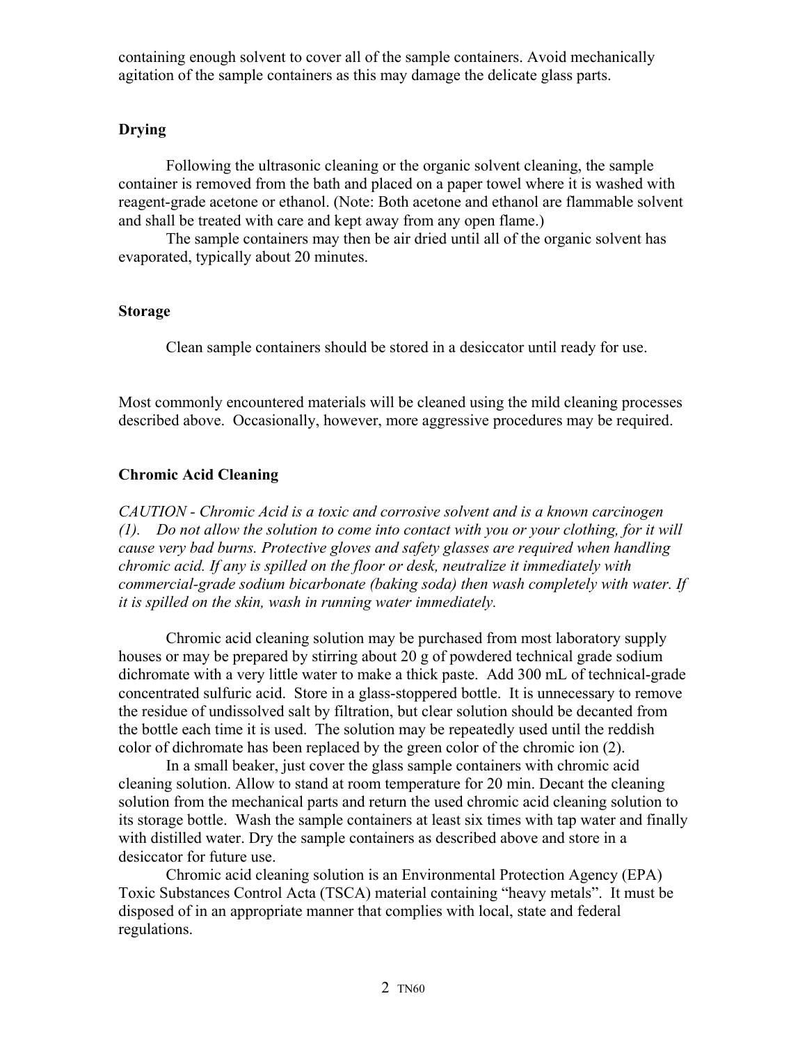containing enough solvent to cover all of the sample containers. Avoid mechanically agitation of the sample containers as this may damage the delicate glass parts.

**Drying**

Following the ultrasonic cleaning or the organic solvent cleaning, the sample container is removed from the bath and placed on a paper towel where it is washed with reagent-grade acetone or ethanol. (Note: Both acetone and ethanol are flammable solvent and shall be treated with care and kept away from any open flame.)

The sample containers may then be air dried until all of the organic solvent has evaporated, typically about 20 minutes.

**Storage**

Clean sample containers should be stored in a desiccator until ready for use.

Most commonly encountered materials will be cleaned using the mild cleaning processes described above. Occasionally, however, more aggressive procedures may be required.

**Chromic Acid Cleaning**

*CAUTION - Chromic Acid is a toxic and corrosive solvent and is a known carcinogen (1). Do not allow the solution to come into contact with you or your clothing, for it will cause very bad burns. Protective gloves and safety glasses are required when handling chromic acid. If any is spilled on the floor or desk, neutralize it immediately with commercial-grade sodium bicarbonate (baking soda) then wash completely with water. If it is spilled on the skin, wash in running water immediately.*

Chromic acid cleaning solution may be purchased from most laboratory supply houses or may be prepared by stirring about 20 g of powdered technical grade sodium dichromate with a very little water to make a thick paste. Add 300 mL of technical-grade concentrated sulfuric acid. Store in a glass-stoppered bottle. It is unnecessary to remove the residue of undissolved salt by filtration, but clear solution should be decanted from the bottle each time it is used. The solution may be repeatedly used until the reddish color of dichromate has been replaced by the green color of the chromic ion (2).

In a small beaker, just cover the glass sample containers with chromic acid cleaning solution. Allow to stand at room temperature for 20 min. Decant the cleaning solution from the mechanical parts and return the used chromic acid cleaning solution to its storage bottle. Wash the sample containers at least six times with tap water and finally with distilled water. Dry the sample containers as described above and store in a desiccator for future use.

Chromic acid cleaning solution is an Environmental Protection Agency (EPA) Toxic Substances Control Acta (TSCA) material containing "heavy metals". It must be disposed of in an appropriate manner that complies with local, state and federal regulations.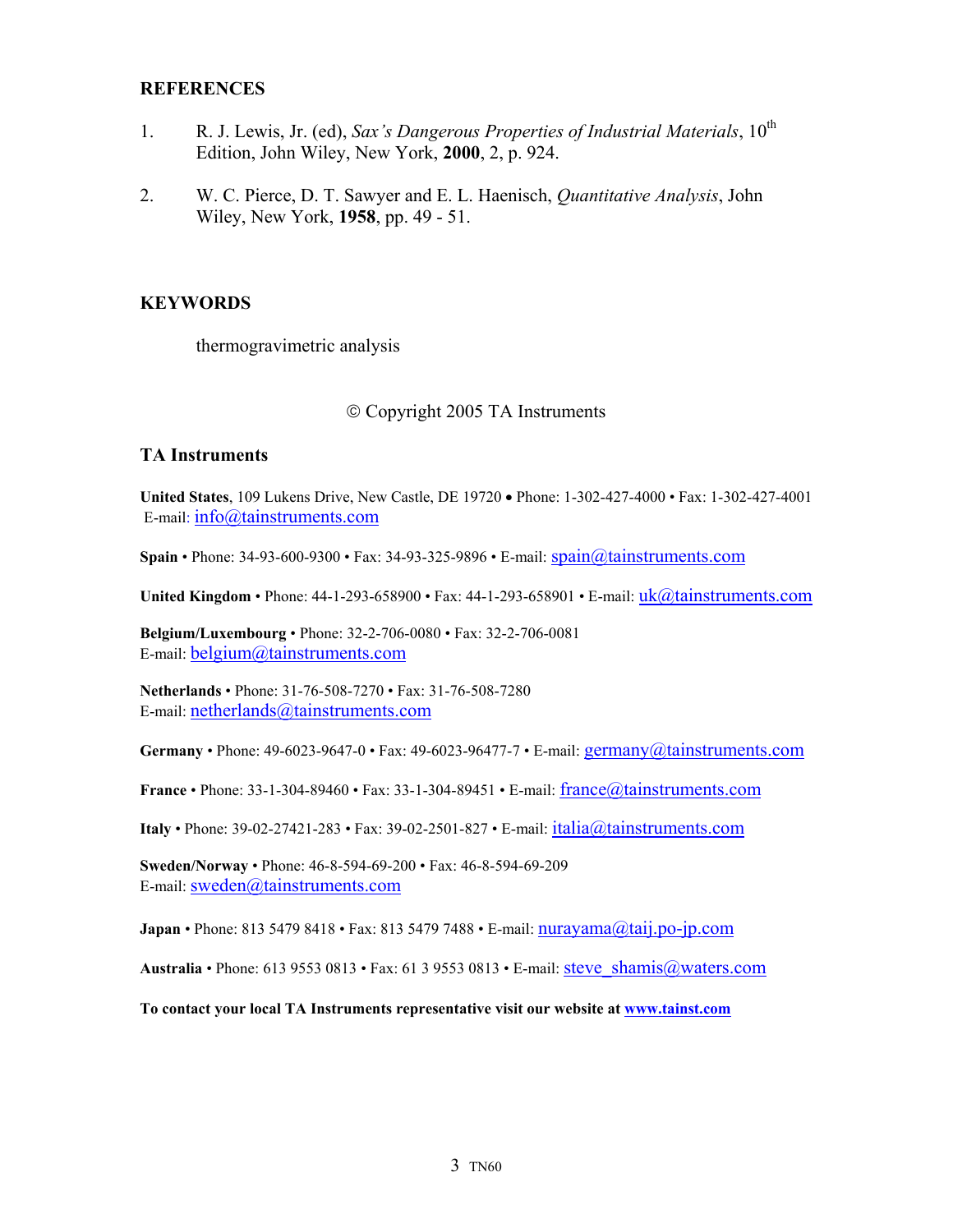## REFERENCES

1. R. J. Lewis, Jr. (ed), *Sax's Dangerous Properties of Industrial Materials*, 10th Edition, John Wiley, New York, **2000**, 2, p. 924.

2. W. C. Pierce, D. T. Sawyer and E. L. Haenisch, *Quantitative Analysis*, John Wiley, New York, **1958**, pp. 49 - 51.

## KEYWORDS

thermogravimetric analysis

© Copyright 2005 TA Instruments

## TA Instruments

**United States**, 109 Lukens Drive, New Castle, DE 19720 • Phone: 1-302-427-4000 • Fax: 1-302-427-4001 E-mail: info@tainstruments.com

**Spain** • Phone: 34-93-600-9300 • Fax: 34-93-325-9896 • E-mail: spain@tainstruments.com

**United Kingdom** • Phone: 44-1-293-658900 • Fax: 44-1-293-658901 • E-mail: uk@tainstruments.com

**Belgium/Luxembourg** • Phone: 32-2-706-0080 • Fax: 32-2-706-0081 E-mail: belgium@tainstruments.com

**Netherlands** • Phone: 31-76-508-7270 • Fax: 31-76-508-7280 E-mail: netherlands@tainstruments.com

**Germany** • Phone: 49-6023-9647-0 • Fax: 49-6023-96477-7 • E-mail: germany@tainstruments.com

**France** • Phone: 33-1-304-89460 • Fax: 33-1-304-89451 • E-mail: france@tainstruments.com

**Italy** • Phone: 39-02-27421-283 • Fax: 39-02-2501-827 • E-mail: italia@tainstruments.com

**Sweden/Norway** • Phone: 46-8-594-69-200 • Fax: 46-8-594-69-209 E-mail: sweden@tainstruments.com

**Japan** • Phone: 813 5479 8418 • Fax: 813 5479 7488 • E-mail: nurayama@taij.po-jp.com

**Australia** • Phone: 613 9553 0813 • Fax: 61 3 9553 0813 • E-mail: steve_shamis@waters.com

**To contact your local TA Instruments representative visit our website at www.tainst.com**